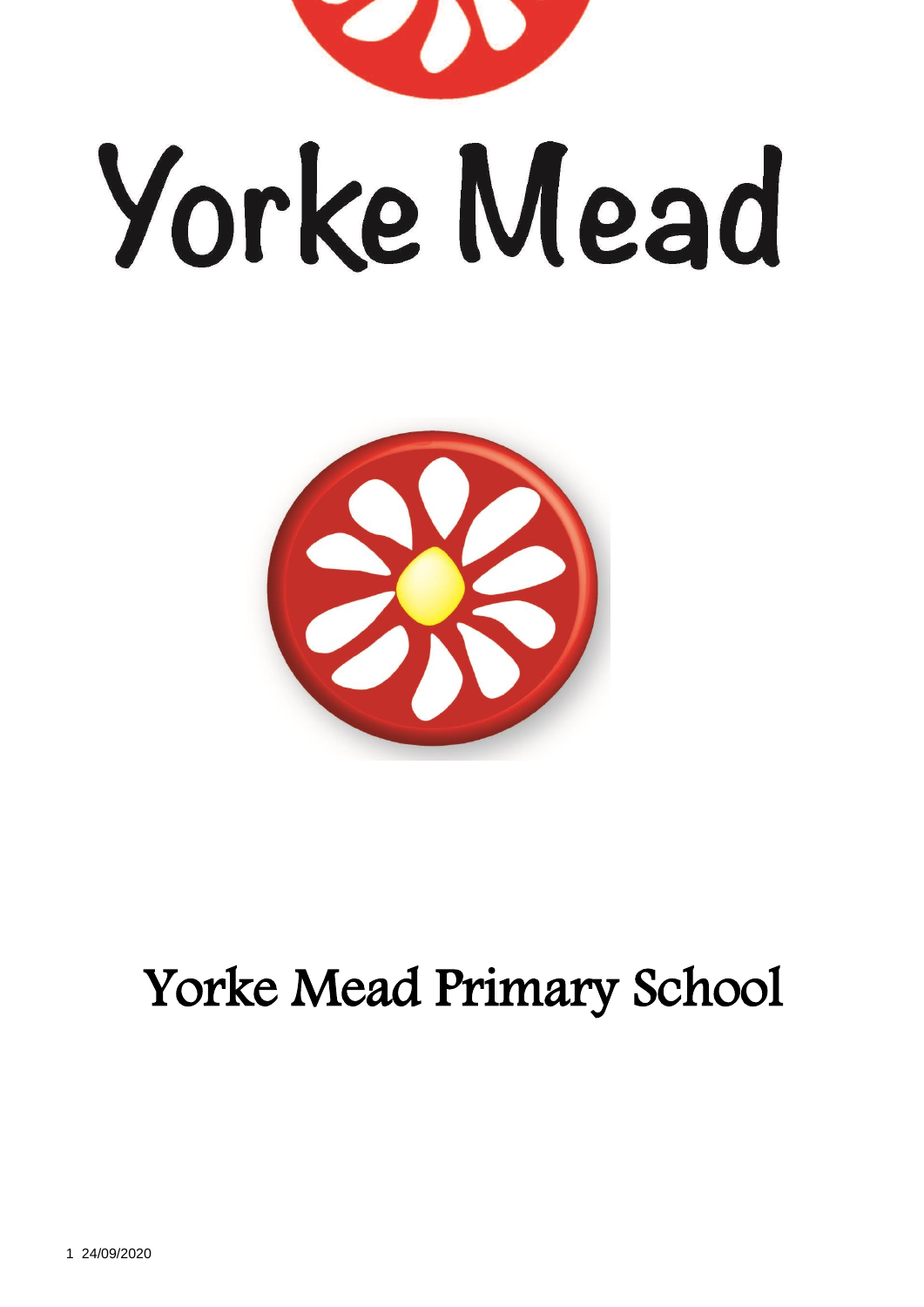# Yorke Mead

# Yorke Mead Primary School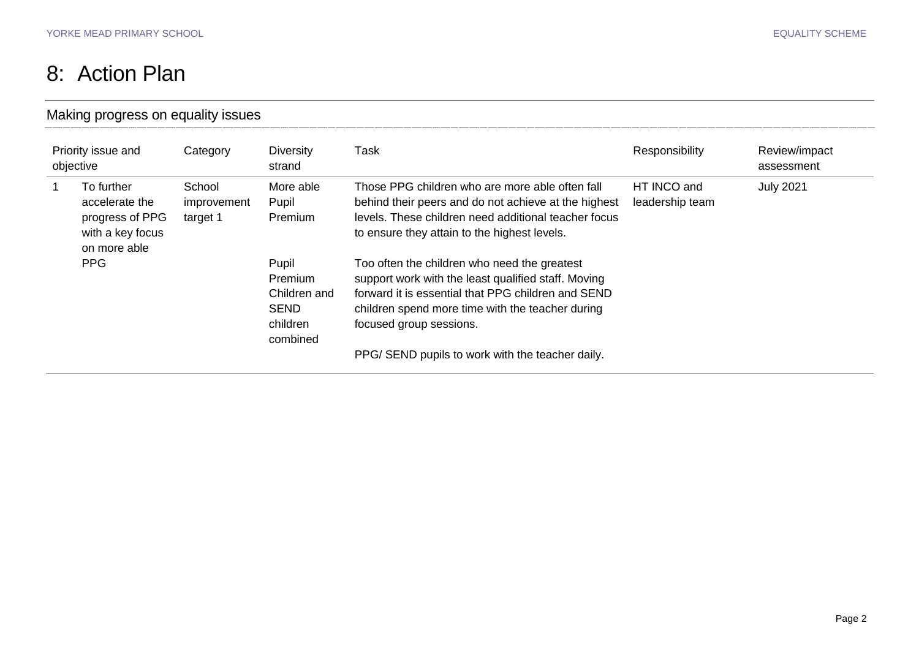# 8: Action Plan

## Making progress on equality issues

| Priority issue and objective | | Category | Diversity strand | Task | Responsibility | Review/impact assessment |
|---|---|---|---|---|---|---|
| 1 | To further accelerate the progress of PPG with a key focus on more able PPG | School improvement target 1 | More able Pupil Premium | Those PPG children who are more able often fall behind their peers and do not achieve at the highest levels. These children need additional teacher focus to ensure they attain to the highest levels. | HT INCO and leadership team | July 2021 |
| | | | Pupil Premium Children and SEND children combined | Too often the children who need the greatest support work with the least qualified staff. Moving forward it is essential that PPG children and SEND children spend more time with the teacher during focused group sessions.<br><br>PPG/ SEND pupils to work with the teacher daily. | | |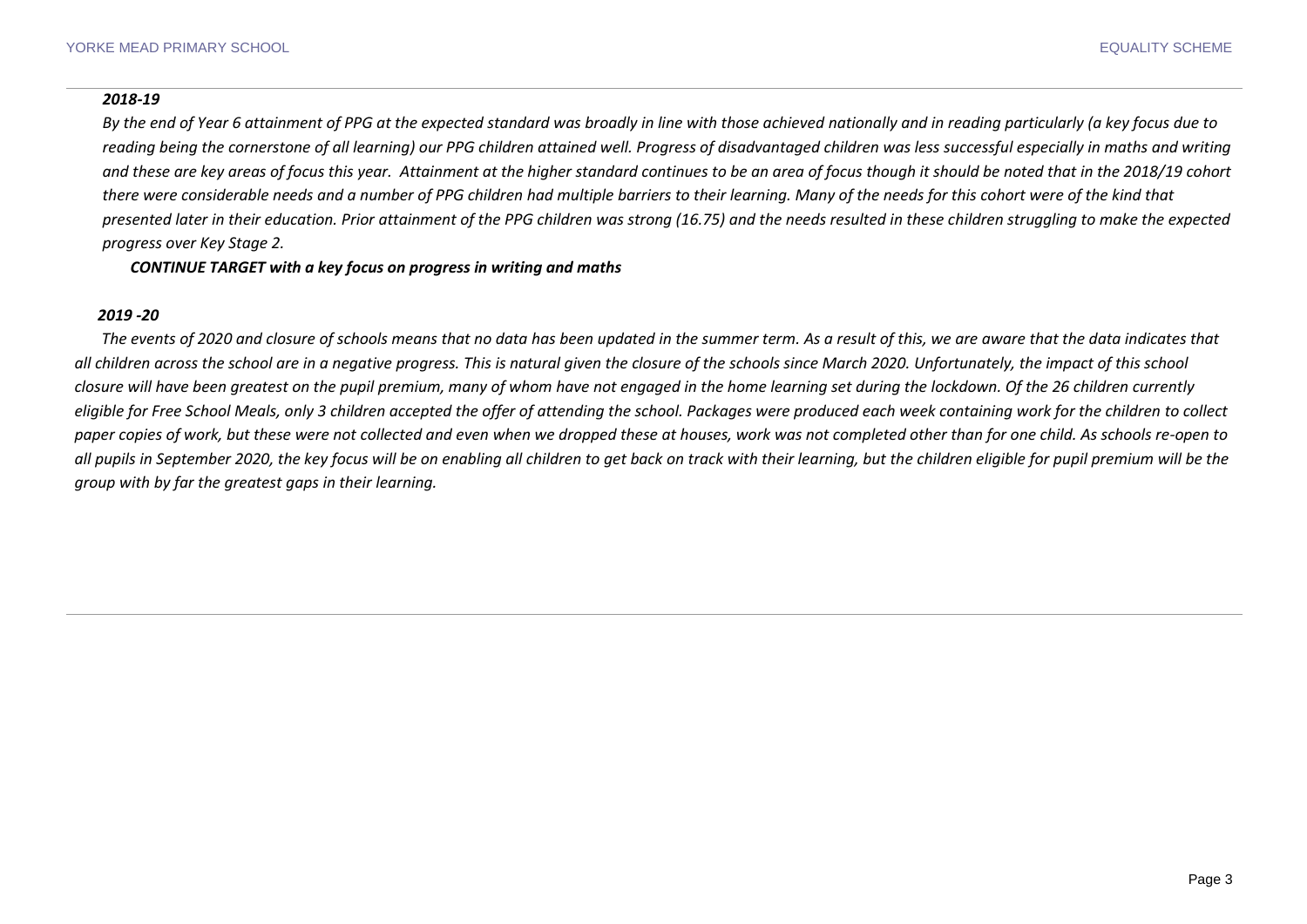***2018-19***

*By the end of Year 6 attainment of PPG at the expected standard was broadly in line with those achieved nationally and in reading particularly (a key focus due to reading being the cornerstone of all learning) our PPG children attained well. Progress of disadvantaged children was less successful especially in maths and writing and these are key areas of focus this year. Attainment at the higher standard continues to be an area of focus though it should be noted that in the 2018/19 cohort there were considerable needs and a number of PPG children had multiple barriers to their learning. Many of the needs for this cohort were of the kind that presented later in their education. Prior attainment of the PPG children was strong (16.75) and the needs resulted in these children struggling to make the expected progress over Key Stage 2.*

***CONTINUE TARGET with a key focus on progress in writing and maths***

***2019 -20***

*The events of 2020 and closure of schools means that no data has been updated in the summer term. As a result of this, we are aware that the data indicates that all children across the school are in a negative progress. This is natural given the closure of the schools since March 2020. Unfortunately, the impact of this school closure will have been greatest on the pupil premium, many of whom have not engaged in the home learning set during the lockdown. Of the 26 children currently eligible for Free School Meals, only 3 children accepted the offer of attending the school. Packages were produced each week containing work for the children to collect paper copies of work, but these were not collected and even when we dropped these at houses, work was not completed other than for one child. As schools re-open to all pupils in September 2020, the key focus will be on enabling all children to get back on track with their learning, but the children eligible for pupil premium will be the group with by far the greatest gaps in their learning.*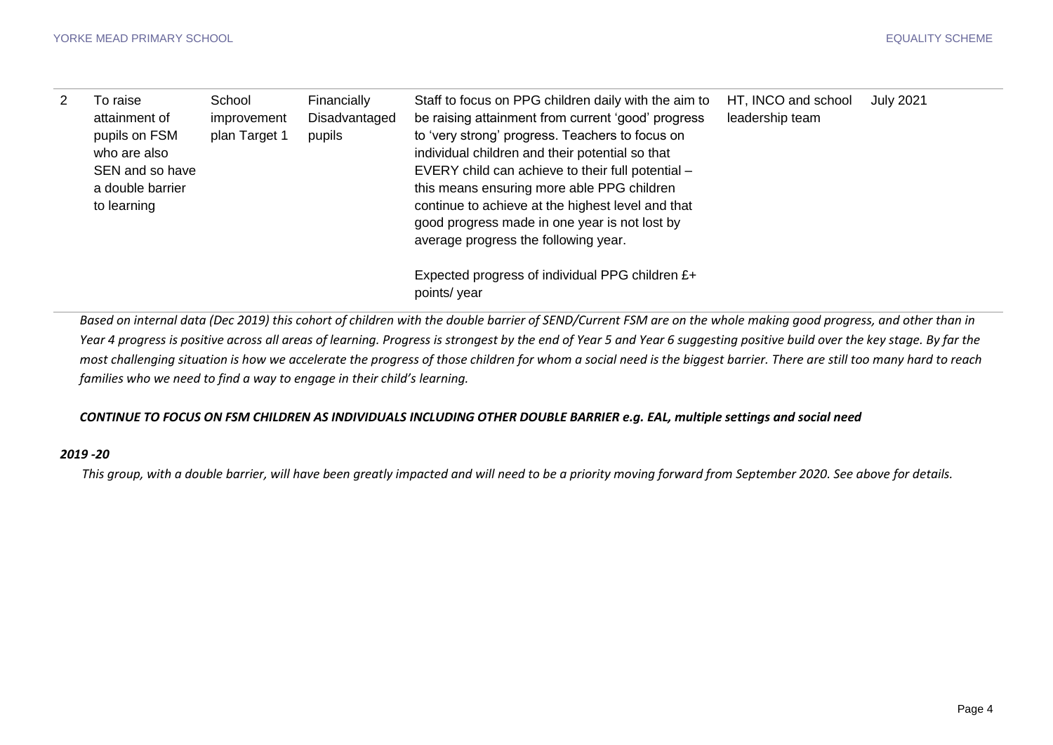| | | | | | | |
|---|---|---|---|---|---|---|
| 2 | To raise attainment of pupils on FSM who are also SEN and so have a double barrier to learning | School improvement plan Target 1 | Financially Disadvantaged pupils | Staff to focus on PPG children daily with the aim to be raising attainment from current 'good' progress to 'very strong' progress. Teachers to focus on individual children and their potential so that EVERY child can achieve to their full potential – this means ensuring more able PPG children continue to achieve at the highest level and that good progress made in one year is not lost by average progress the following year.<br><br>Expected progress of individual PPG children £+ points/ year | HT, INCO and school leadership team | July 2021 |

*Based on internal data (Dec 2019) this cohort of children with the double barrier of SEND/Current FSM are on the whole making good progress, and other than in Year 4 progress is positive across all areas of learning. Progress is strongest by the end of Year 5 and Year 6 suggesting positive build over the key stage. By far the most challenging situation is how we accelerate the progress of those children for whom a social need is the biggest barrier. There are still too many hard to reach families who we need to find a way to engage in their child's learning.*

***CONTINUE TO FOCUS ON FSM CHILDREN AS INDIVIDUALS INCLUDING OTHER DOUBLE BARRIER e.g. EAL, multiple settings and social need***

***2019 -20***

*This group, with a double barrier, will have been greatly impacted and will need to be a priority moving forward from September 2020. See above for details.*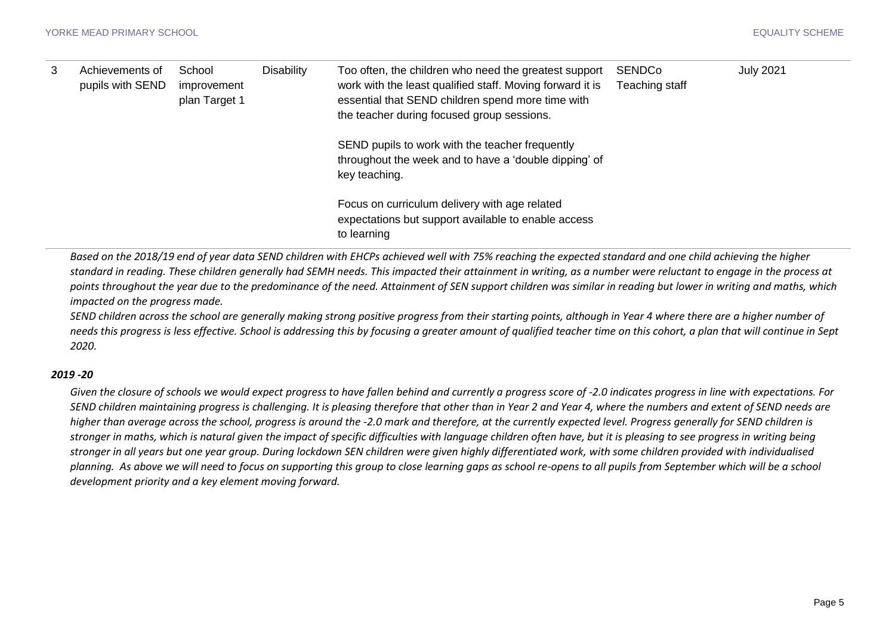| 3 | Achievements of pupils with SEND | School improvement plan Target 1 | Disability | Too often, the children who need the greatest support work with the least qualified staff. Moving forward it is essential that SEND children spend more time with the teacher during focused group sessions.<br><br>SEND pupils to work with the teacher frequently throughout the week and to have a 'double dipping' of key teaching.<br><br>Focus on curriculum delivery with age related expectations but support available to enable access to learning | SENDCo<br>Teaching staff | July 2021 |
|---|---|---|---|---|---|---|

*Based on the 2018/19 end of year data SEND children with EHCPs achieved well with 75% reaching the expected standard and one child achieving the higher standard in reading. These children generally had SEMH needs. This impacted their attainment in writing, as a number were reluctant to engage in the process at points throughout the year due to the predominance of the need. Attainment of SEN support children was similar in reading but lower in writing and maths, which impacted on the progress made.*

*SEND children across the school are generally making strong positive progress from their starting points, although in Year 4 where there are a higher number of needs this progress is less effective. School is addressing this by focusing a greater amount of qualified teacher time on this cohort, a plan that will continue in Sept 2020.*

***2019 -20***

*Given the closure of schools we would expect progress to have fallen behind and currently a progress score of -2.0 indicates progress in line with expectations. For SEND children maintaining progress is challenging. It is pleasing therefore that other than in Year 2 and Year 4, where the numbers and extent of SEND needs are higher than average across the school, progress is around the -2.0 mark and therefore, at the currently expected level. Progress generally for SEND children is stronger in maths, which is natural given the impact of specific difficulties with language children often have, but it is pleasing to see progress in writing being stronger in all years but one year group. During lockdown SEN children were given highly differentiated work, with some children provided with individualised planning. As above we will need to focus on supporting this group to close learning gaps as school re-opens to all pupils from September which will be a school development priority and a key element moving forward.*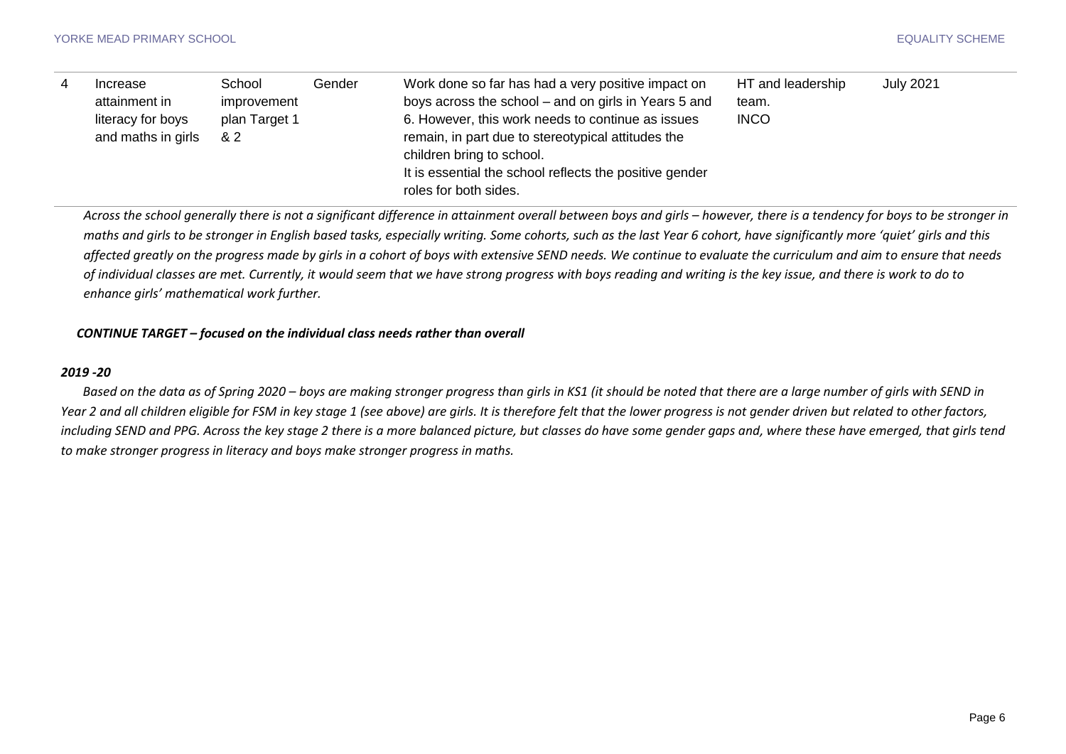| 4 | Increase attainment in literacy for boys and maths in girls | School improvement plan Target 1 & 2 | Gender | Work done so far has had a very positive impact on boys across the school – and on girls in Years 5 and 6. However, this work needs to continue as issues remain, in part due to stereotypical attitudes the children bring to school. It is essential the school reflects the positive gender roles for both sides. | HT and leadership team. INCO | July 2021 |
|---|---|---|---|---|---|---|

*Across the school generally there is not a significant difference in attainment overall between boys and girls – however, there is a tendency for boys to be stronger in maths and girls to be stronger in English based tasks, especially writing. Some cohorts, such as the last Year 6 cohort, have significantly more 'quiet' girls and this affected greatly on the progress made by girls in a cohort of boys with extensive SEND needs. We continue to evaluate the curriculum and aim to ensure that needs of individual classes are met. Currently, it would seem that we have strong progress with boys reading and writing is the key issue, and there is work to do to enhance girls' mathematical work further.*

***CONTINUE TARGET – focused on the individual class needs rather than overall***

***2019 -20***

*Based on the data as of Spring 2020 – boys are making stronger progress than girls in KS1 (it should be noted that there are a large number of girls with SEND in Year 2 and all children eligible for FSM in key stage 1 (see above) are girls. It is therefore felt that the lower progress is not gender driven but related to other factors, including SEND and PPG. Across the key stage 2 there is a more balanced picture, but classes do have some gender gaps and, where these have emerged, that girls tend to make stronger progress in literacy and boys make stronger progress in maths.*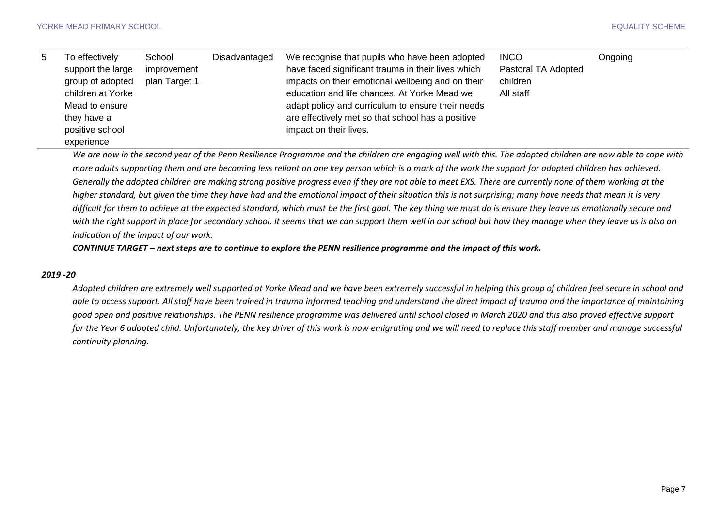| 5 | To effectively support the large group of adopted children at Yorke Mead to ensure they have a positive school experience | School improvement plan Target 1 | Disadvantaged | We recognise that pupils who have been adopted have faced significant trauma in their lives which impacts on their emotional wellbeing and on their education and life chances. At Yorke Mead we adapt policy and curriculum to ensure their needs are effectively met so that school has a positive impact on their lives. | INCO<br>Pastoral TA Adopted children<br>All staff | Ongoing |
|---|---|---|---|---|---|---|

*We are now in the second year of the Penn Resilience Programme and the children are engaging well with this. The adopted children are now able to cope with more adults supporting them and are becoming less reliant on one key person which is a mark of the work the support for adopted children has achieved. Generally the adopted children are making strong positive progress even if they are not able to meet EXS. There are currently none of them working at the higher standard, but given the time they have had and the emotional impact of their situation this is not surprising; many have needs that mean it is very difficult for them to achieve at the expected standard, which must be the first goal. The key thing we must do is ensure they leave us emotionally secure and with the right support in place for secondary school. It seems that we can support them well in our school but how they manage when they leave us is also an indication of the impact of our work.*

***CONTINUE TARGET – next steps are to continue to explore the PENN resilience programme and the impact of this work.***

***2019 -20***

*Adopted children are extremely well supported at Yorke Mead and we have been extremely successful in helping this group of children feel secure in school and able to access support. All staff have been trained in trauma informed teaching and understand the direct impact of trauma and the importance of maintaining good open and positive relationships. The PENN resilience programme was delivered until school closed in March 2020 and this also proved effective support for the Year 6 adopted child. Unfortunately, the key driver of this work is now emigrating and we will need to replace this staff member and manage successful continuity planning.*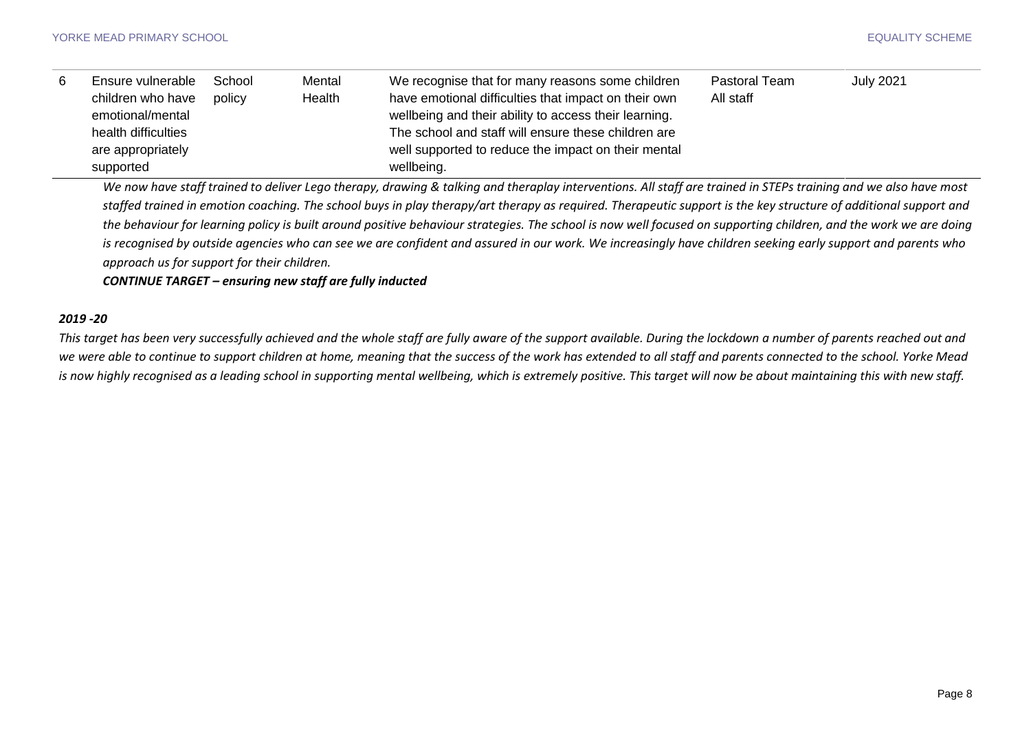| 6 | Ensure vulnerable children who have emotional/mental health difficulties are appropriately supported | School policy | Mental Health | We recognise that for many reasons some children have emotional difficulties that impact on their own wellbeing and their ability to access their learning. The school and staff will ensure these children are well supported to reduce the impact on their mental wellbeing. | Pastoral Team<br>All staff | July 2021 |
|---|---|---|---|---|---|---|

*We now have staff trained to deliver Lego therapy, drawing & talking and theraplay interventions. All staff are trained in STEPs training and we also have most staffed trained in emotion coaching. The school buys in play therapy/art therapy as required. Therapeutic support is the key structure of additional support and the behaviour for learning policy is built around positive behaviour strategies. The school is now well focused on supporting children, and the work we are doing is recognised by outside agencies who can see we are confident and assured in our work. We increasingly have children seeking early support and parents who approach us for support for their children.*

***CONTINUE TARGET – ensuring new staff are fully inducted***

***2019 -20***

*This target has been very successfully achieved and the whole staff are fully aware of the support available. During the lockdown a number of parents reached out and we were able to continue to support children at home, meaning that the success of the work has extended to all staff and parents connected to the school. Yorke Mead is now highly recognised as a leading school in supporting mental wellbeing, which is extremely positive. This target will now be about maintaining this with new staff.*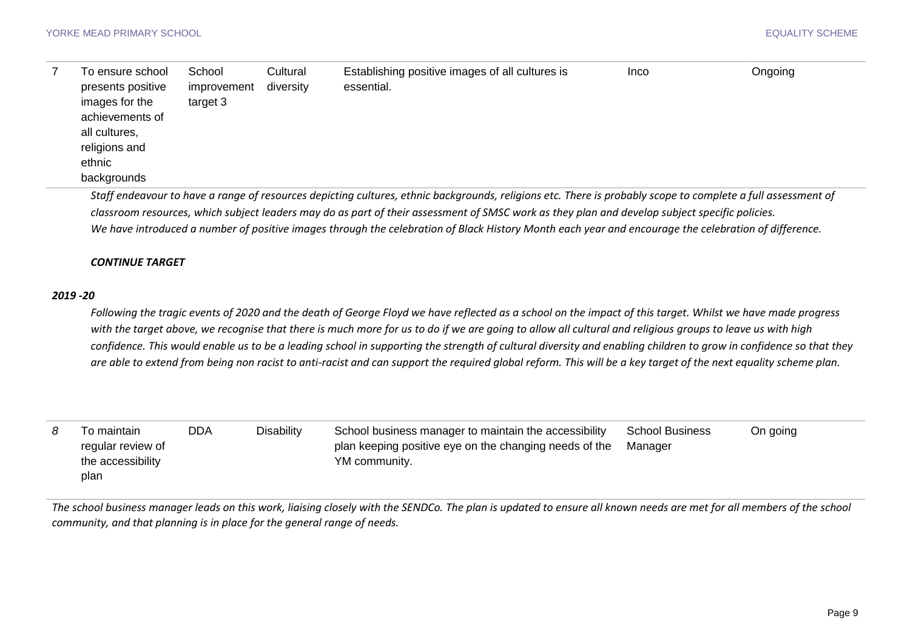| 7 | To ensure school presents positive images for the achievements of all cultures, religions and ethnic backgrounds | School improvement target 3 | Cultural diversity | Establishing positive images of all cultures is essential. | Inco | Ongoing |
|---|---|---|---|---|---|---|

*Staff endeavour to have a range of resources depicting cultures, ethnic backgrounds, religions etc. There is probably scope to complete a full assessment of classroom resources, which subject leaders may do as part of their assessment of SMSC work as they plan and develop subject specific policies.*
*We have introduced a number of positive images through the celebration of Black History Month each year and encourage the celebration of difference.*

***CONTINUE TARGET***

***2019 -20***

*Following the tragic events of 2020 and the death of George Floyd we have reflected as a school on the impact of this target. Whilst we have made progress with the target above, we recognise that there is much more for us to do if we are going to allow all cultural and religious groups to leave us with high confidence. This would enable us to be a leading school in supporting the strength of cultural diversity and enabling children to grow in confidence so that they are able to extend from being non racist to anti-racist and can support the required global reform. This will be a key target of the next equality scheme plan.*

| *8* | To maintain regular review of the accessibility plan | DDA | Disability | School business manager to maintain the accessibility plan keeping positive eye on the changing needs of the YM community. | School Business Manager | On going |
|---|---|---|---|---|---|---|

*The school business manager leads on this work, liaising closely with the SENDCo. The plan is updated to ensure all known needs are met for all members of the school community, and that planning is in place for the general range of needs.*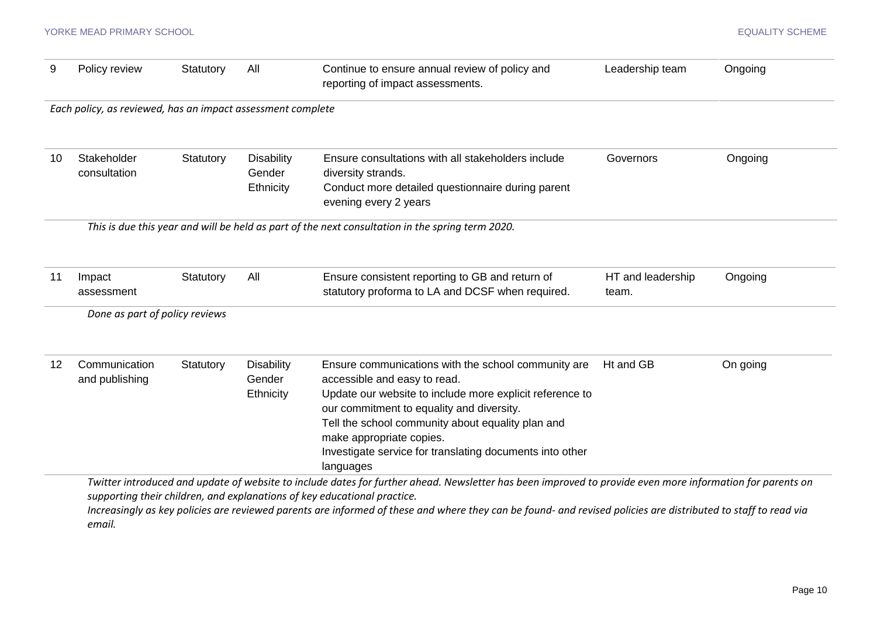| | | | | | | |
|---|---|---|---|---|---|---|
| 9 | Policy review | Statutory | All | Continue to ensure annual review of policy and reporting of impact assessments. | Leadership team | Ongoing |

*Each policy, as reviewed, has an impact assessment complete*

| | | | | | | |
|---|---|---|---|---|---|---|
| 10 | Stakeholder consultation | Statutory | Disability<br>Gender<br>Ethnicity | Ensure consultations with all stakeholders include diversity strands.<br>Conduct more detailed questionnaire during parent evening every 2 years | Governors | Ongoing |

*This is due this year and will be held as part of the next consultation in the spring term 2020.*

| | | | | | | |
|---|---|---|---|---|---|---|
| 11 | Impact assessment | Statutory | All | Ensure consistent reporting to GB and return of statutory proforma to LA and DCSF when required. | HT and leadership team. | Ongoing |

*Done as part of policy reviews*

| | | | | | | |
|---|---|---|---|---|---|---|
| 12 | Communication and publishing | Statutory | Disability<br>Gender<br>Ethnicity | Ensure communications with the school community are accessible and easy to read.<br>Update our website to include more explicit reference to our commitment to equality and diversity.<br>Tell the school community about equality plan and make appropriate copies.<br>Investigate service for translating documents into other languages | Ht and GB | On going |

*Twitter introduced and update of website to include dates for further ahead. Newsletter has been improved to provide even more information for parents on supporting their children, and explanations of key educational practice.*

*Increasingly as key policies are reviewed parents are informed of these and where they can be found- and revised policies are distributed to staff to read via email.*